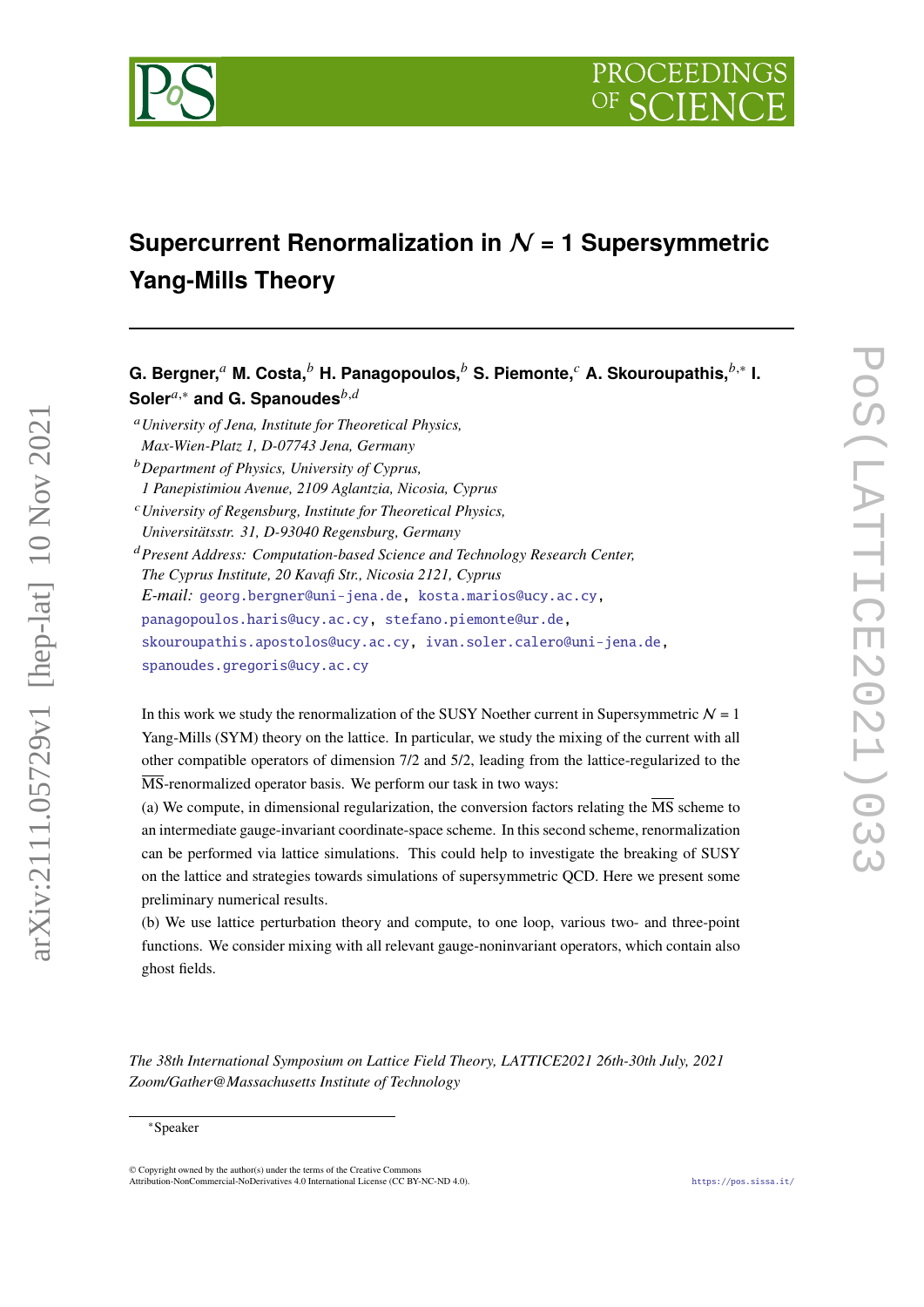# Supercurrent Renormalization in $\mathcal{N} = 1$ Supersymmetric Yang-Mills Theory

**G. Bergner,**[a] **M. Costa,**[b] **H. Panagopoulos,**[b] **S. Piemonte,**[c] **A. Skouroupathis,**[b,∗] **I. Soler**[a,∗] **and G. Spanoudes**[b,d]

[a] *University of Jena, Institute for Theoretical Physics, Max-Wien-Platz 1, D-07743 Jena, Germany*

[b] *Department of Physics, University of Cyprus, 1 Panepistimiou Avenue, 2109 Aglantzia, Nicosia, Cyprus*

[c] *University of Regensburg, Institute for Theoretical Physics, Universitätsstr. 31, D-93040 Regensburg, Germany*

[d] *Present Address: Computation-based Science and Technology Research Center, The Cyprus Institute, 20 Kavafi Str., Nicosia 2121, Cyprus*

*E-mail:* georg.bergner@uni-jena.de, kosta.marios@ucy.ac.cy, panagopoulos.haris@ucy.ac.cy, stefano.piemonte@ur.de, skouroupathis.apostolos@ucy.ac.cy, ivan.soler.calero@uni-jena.de, spanoudes.gregoris@ucy.ac.cy

In this work we study the renormalization of the SUSY Noether current in Supersymmetric $\mathcal{N} = 1$ Yang-Mills (SYM) theory on the lattice. In particular, we study the mixing of the current with all other compatible operators of dimension 7/2 and 5/2, leading from the lattice-regularized to the $\overline{\text{MS}}$-renormalized operator basis. We perform our task in two ways:

(a) We compute, in dimensional regularization, the conversion factors relating the $\overline{\text{MS}}$ scheme to an intermediate gauge-invariant coordinate-space scheme. In this second scheme, renormalization can be performed via lattice simulations. This could help to investigate the breaking of SUSY on the lattice and strategies towards simulations of supersymmetric QCD. Here we present some preliminary numerical results.

(b) We use lattice perturbation theory and compute, to one loop, various two- and three-point functions. We consider mixing with all relevant gauge-noninvariant operators, which contain also ghost fields.

*The 38th International Symposium on Lattice Field Theory, LATTICE2021 26th-30th July, 2021 Zoom/Gather@Massachusetts Institute of Technology*

∗Speaker

© Copyright owned by the author(s) under the terms of the Creative Commons Attribution-NonCommercial-NoDerivatives 4.0 International License (CC BY-NC-ND 4.0).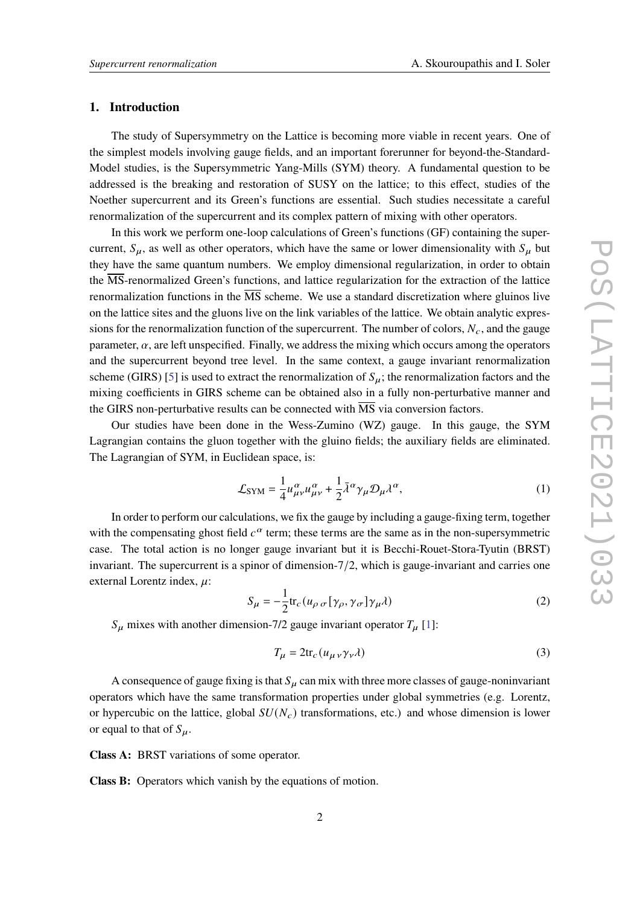## 1. Introduction

The study of Supersymmetry on the Lattice is becoming more viable in recent years. One of the simplest models involving gauge fields, and an important forerunner for beyond-the-Standard-Model studies, is the Supersymmetric Yang-Mills (SYM) theory. A fundamental question to be addressed is the breaking and restoration of SUSY on the lattice; to this effect, studies of the Noether supercurrent and its Green's functions are essential. Such studies necessitate a careful renormalization of the supercurrent and its complex pattern of mixing with other operators.

In this work we perform one-loop calculations of Green's functions (GF) containing the supercurrent, $S_\mu$, as well as other operators, which have the same or lower dimensionality with $S_\mu$ but they have the same quantum numbers. We employ dimensional regularization, in order to obtain the $\overline{\text{MS}}$-renormalized Green's functions, and lattice regularization for the extraction of the lattice renormalization functions in the $\overline{\text{MS}}$ scheme. We use a standard discretization where gluinos live on the lattice sites and the gluons live on the link variables of the lattice. We obtain analytic expressions for the renormalization function of the supercurrent. The number of colors, $N_c$, and the gauge parameter, $\alpha$, are left unspecified. Finally, we address the mixing which occurs among the operators and the supercurrent beyond tree level. In the same context, a gauge invariant renormalization scheme (GIRS) [5] is used to extract the renormalization of $S_\mu$; the renormalization factors and the mixing coefficients in GIRS scheme can be obtained also in a fully non-perturbative manner and the GIRS non-perturbative results can be connected with $\overline{\text{MS}}$ via conversion factors.

Our studies have been done in the Wess-Zumino (WZ) gauge. In this gauge, the SYM Lagrangian contains the gluon together with the gluino fields; the auxiliary fields are eliminated. The Lagrangian of SYM, in Euclidean space, is:

$$\mathcal{L}_{\text{SYM}} = \frac{1}{4} u^{\alpha}_{\mu\nu} u^{\alpha}_{\mu\nu} + \frac{1}{2} \bar{\lambda}^{\alpha} \gamma_\mu \mathcal{D}_\mu \lambda^{\alpha}, \tag{1}$$

In order to perform our calculations, we fix the gauge by including a gauge-fixing term, together with the compensating ghost field $c^\alpha$ term; these terms are the same as in the non-supersymmetric case. The total action is no longer gauge invariant but it is Becchi-Rouet-Stora-Tyutin (BRST) invariant. The supercurrent is a spinor of dimension-7/2, which is gauge-invariant and carries one external Lorentz index, $\mu$:

$$S_\mu = -\frac{1}{2} \text{tr}_c (u_{\rho\,\sigma} [\gamma_\rho, \gamma_\sigma] \gamma_\mu \lambda) \tag{2}$$

$S_\mu$ mixes with another dimension-7/2 gauge invariant operator $T_\mu$ [1]:

$$T_\mu = 2 \text{tr}_c (u_{\mu\,\nu} \gamma_\nu \lambda) \tag{3}$$

A consequence of gauge fixing is that $S_\mu$ can mix with three more classes of gauge-noninvariant operators which have the same transformation properties under global symmetries (e.g. Lorentz, or hypercubic on the lattice, global $SU(N_c)$ transformations, etc.) and whose dimension is lower or equal to that of $S_\mu$.

**Class A:** BRST variations of some operator.

**Class B:** Operators which vanish by the equations of motion.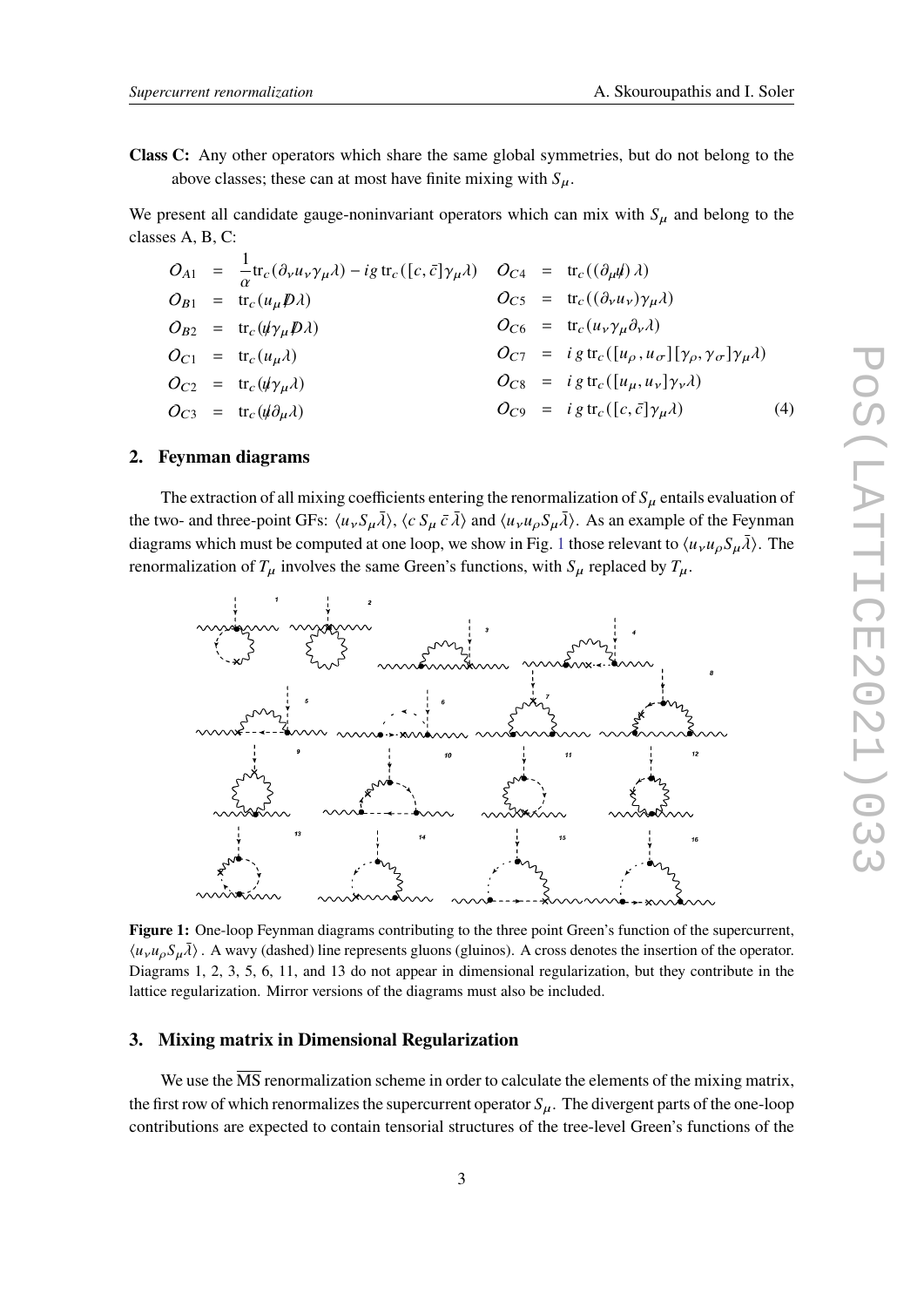**Class C:** Any other operators which share the same global symmetries, but do not belong to the above classes; these can at most have finite mixing with $S_\mu$.

We present all candidate gauge-noninvariant operators which can mix with $S_\mu$ and belong to the classes A, B, C:

$$
\begin{aligned}
O_{A1} &= \frac{1}{\alpha}\mathrm{tr}_c(\partial_\nu u_\nu \gamma_\mu \lambda) - ig\,\mathrm{tr}_c([c,\bar{c}]\gamma_\mu\lambda) & O_{C4} &= \mathrm{tr}_c((\partial_\mu \not{u})\,\lambda)\\
O_{B1} &= \mathrm{tr}_c(u_\mu \not{D}\lambda) & O_{C5} &= \mathrm{tr}_c((\partial_\nu u_\nu)\gamma_\mu\lambda)\\
O_{B2} &= \mathrm{tr}_c(\not{u}\gamma_\mu \not{D}\lambda) & O_{C6} &= \mathrm{tr}_c(u_\nu\gamma_\mu\partial_\nu\lambda)\\
O_{C1} &= \mathrm{tr}_c(u_\mu\lambda) & O_{C7} &= i\,g\,\mathrm{tr}_c([u_\rho,u_\sigma][\gamma_\rho,\gamma_\sigma]\gamma_\mu\lambda)\\
O_{C2} &= \mathrm{tr}_c(\not{u}\gamma_\mu\lambda) & O_{C8} &= i\,g\,\mathrm{tr}_c([u_\mu,u_\nu]\gamma_\nu\lambda)\\
O_{C3} &= \mathrm{tr}_c(\not{u}\partial_\mu\lambda) & O_{C9} &= i\,g\,\mathrm{tr}_c([c,\bar{c}]\gamma_\mu\lambda)
\end{aligned}
\tag{4}
$$

## 2. Feynman diagrams

The extraction of all mixing coefficients entering the renormalization of $S_\mu$ entails evaluation of the two- and three-point GFs: $\langle u_\nu S_\mu \bar{\lambda}\rangle$, $\langle c\, S_\mu\, \bar{c}\,\bar{\lambda}\rangle$ and $\langle u_\nu u_\rho S_\mu \bar{\lambda}\rangle$. As an example of the Feynman diagrams which must be computed at one loop, we show in Fig. 1 those relevant to $\langle u_\nu u_\rho S_\mu \bar{\lambda}\rangle$. The renormalization of $T_\mu$ involves the same Green's functions, with $S_\mu$ replaced by $T_\mu$.

**Figure 1:** One-loop Feynman diagrams contributing to the three point Green's function of the supercurrent, $\langle u_\nu u_\rho S_\mu \bar{\lambda}\rangle$. A wavy (dashed) line represents gluons (gluinos). A cross denotes the insertion of the operator. Diagrams 1, 2, 3, 5, 6, 11, and 13 do not appear in dimensional regularization, but they contribute in the lattice regularization. Mirror versions of the diagrams must also be included.

## 3. Mixing matrix in Dimensional Regularization

We use the $\overline{\mathrm{MS}}$ renormalization scheme in order to calculate the elements of the mixing matrix, the first row of which renormalizes the supercurrent operator $S_\mu$. The divergent parts of the one-loop contributions are expected to contain tensorial structures of the tree-level Green's functions of the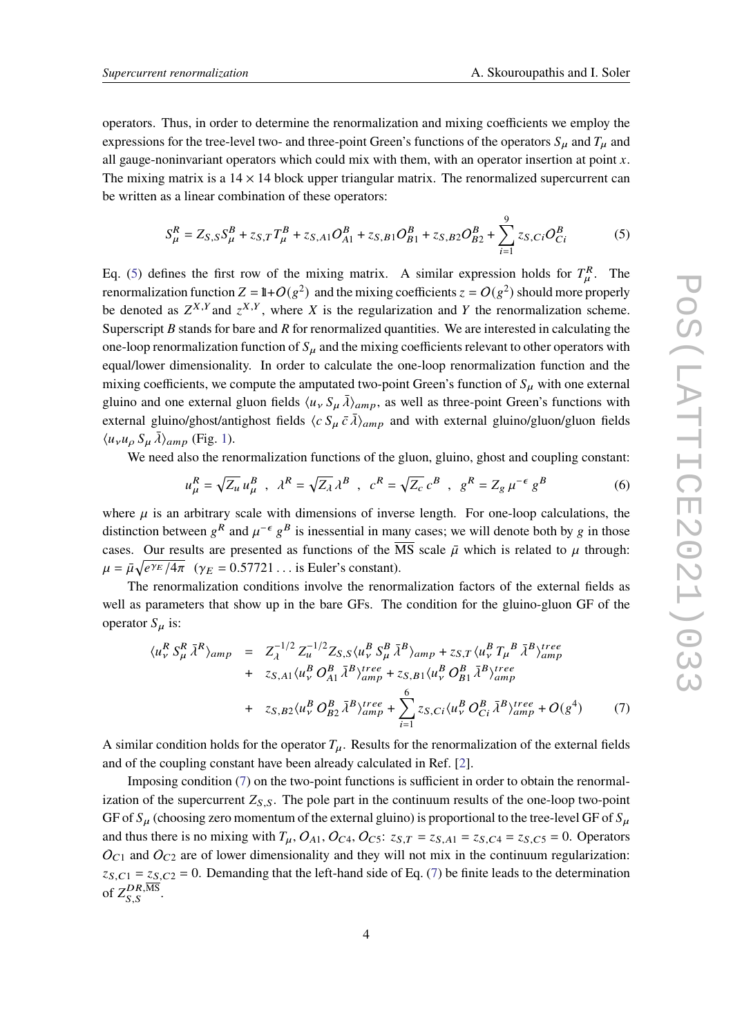operators. Thus, in order to determine the renormalization and mixing coefficients we employ the expressions for the tree-level two- and three-point Green's functions of the operators $S_\mu$ and $T_\mu$ and all gauge-noninvariant operators which could mix with them, with an operator insertion at point $x$. The mixing matrix is a $14 \times 14$ block upper triangular matrix. The renormalized supercurrent can be written as a linear combination of these operators:

$$S_\mu^R = Z_{S,S} S_\mu^B + z_{S,T} T_\mu^B + z_{S,A1} O_{A1}^B + z_{S,B1} O_{B1}^B + z_{S,B2} O_{B2}^B + \sum_{i=1}^{9} z_{S,Ci} O_{Ci}^B \tag{5}$$

Eq. (5) defines the first row of the mixing matrix. A similar expression holds for $T_\mu^R$. The renormalization function $Z = 1\!\!1 + \mathcal{O}(g^2)$ and the mixing coefficients $z = \mathcal{O}(g^2)$ should more properly be denoted as $Z^{X,Y}$ and $z^{X,Y}$, where $X$ is the regularization and $Y$ the renormalization scheme. Superscript $B$ stands for bare and $R$ for renormalized quantities. We are interested in calculating the one-loop renormalization function of $S_\mu$ and the mixing coefficients relevant to other operators with equal/lower dimensionality. In order to calculate the one-loop renormalization function and the mixing coefficients, we compute the amputated two-point Green's function of $S_\mu$ with one external gluino and one external gluon fields $\langle u_\nu \, S_\mu \, \bar\lambda \rangle_{amp}$, as well as three-point Green's functions with external gluino/ghost/antighost fields $\langle c \, S_\mu \, \bar c \, \bar\lambda \rangle_{amp}$ and with external gluino/gluon/gluon fields $\langle u_\nu u_\rho \, S_\mu \, \bar\lambda \rangle_{amp}$ (Fig. 1).

We need also the renormalization functions of the gluon, gluino, ghost and coupling constant:

$$u_\mu^R = \sqrt{Z_u}\, u_\mu^B \;\;,\;\; \lambda^R = \sqrt{Z_\lambda}\, \lambda^B \;\;,\;\; c^R = \sqrt{Z_c}\, c^B \;\;,\;\; g^R = Z_g \, \mu^{-\epsilon} \, g^B \tag{6}$$

where $\mu$ is an arbitrary scale with dimensions of inverse length. For one-loop calculations, the distinction between $g^R$ and $\mu^{-\epsilon} g^B$ is inessential in many cases; we will denote both by $g$ in those cases. Our results are presented as functions of the $\overline{\rm MS}$ scale $\bar\mu$ which is related to $\mu$ through: $\mu = \bar\mu \sqrt{e^{\gamma_E}/4\pi}$ ($\gamma_E = 0.57721\ldots$ is Euler's constant).

The renormalization conditions involve the renormalization factors of the external fields as well as parameters that show up in the bare GFs. The condition for the gluino-gluon GF of the operator $S_\mu$ is:

$$\begin{aligned}
\langle u_\nu^R \, S_\mu^R \, \bar\lambda^R \rangle_{amp} \;=\;& Z_\lambda^{-1/2} \, Z_u^{-1/2} Z_{S,S} \langle u_\nu^B \, S_\mu^B \, \bar\lambda^B \rangle_{amp} + z_{S,T} \langle u_\nu^B \, T_\mu{}^B \, \bar\lambda^B \rangle_{amp}^{tree} \\
&+\; z_{S,A1} \langle u_\nu^B \, O_{A1}^B \, \bar\lambda^B \rangle_{amp}^{tree} + z_{S,B1} \langle u_\nu^B \, O_{B1}^B \, \bar\lambda^B \rangle_{amp}^{tree} \\
&+\; z_{S,B2} \langle u_\nu^B \, O_{B2}^B \, \bar\lambda^B \rangle_{amp}^{tree} + \sum_{i=1}^{6} z_{S,Ci} \langle u_\nu^B \, O_{Ci}^B \, \bar\lambda^B \rangle_{amp}^{tree} + \mathcal{O}(g^4)
\end{aligned} \tag{7}$$

A similar condition holds for the operator $T_\mu$. Results for the renormalization of the external fields and of the coupling constant have been already calculated in Ref. [2].

Imposing condition (7) on the two-point functions is sufficient in order to obtain the renormalization of the supercurrent $Z_{S,S}$. The pole part in the continuum results of the one-loop two-point GF of $S_\mu$ (choosing zero momentum of the external gluino) is proportional to the tree-level GF of $S_\mu$ and thus there is no mixing with $T_\mu$, $O_{A1}$, $O_{C4}$, $O_{C5}$: $z_{S,T} = z_{S,A1} = z_{S,C4} = z_{S,C5} = 0$. Operators $O_{C1}$ and $O_{C2}$ are of lower dimensionality and they will not mix in the continuum regularization: $z_{S,C1} = z_{S,C2} = 0$. Demanding that the left-hand side of Eq. (7) be finite leads to the determination of $Z_{S,S}^{DR,\overline{\rm MS}}$.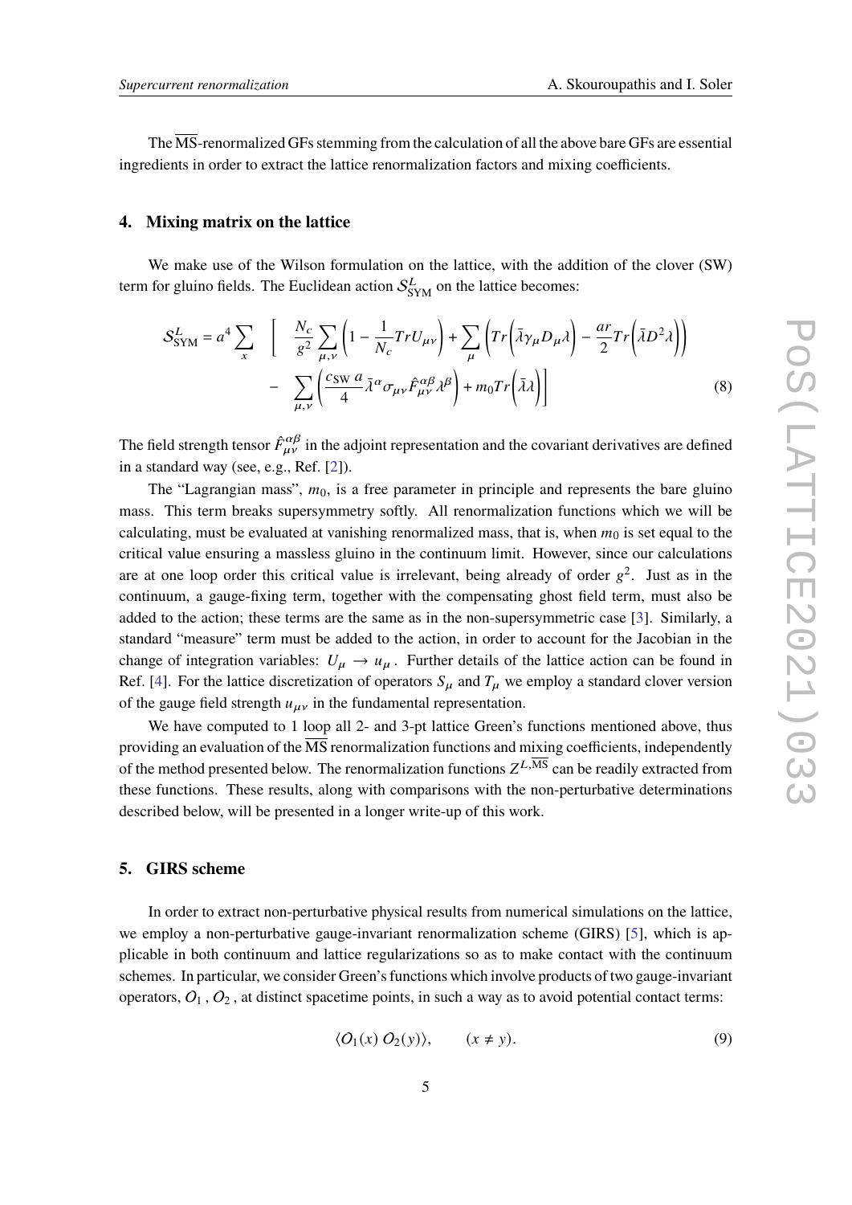The $\overline{\rm MS}$-renormalized GFs stemming from the calculation of all the above bare GFs are essential ingredients in order to extract the lattice renormalization factors and mixing coefficients.

## 4. Mixing matrix on the lattice

We make use of the Wilson formulation on the lattice, with the addition of the clover (SW) term for gluino fields. The Euclidean action $\mathcal{S}^L_{\rm SYM}$ on the lattice becomes:

$$
\mathcal{S}^L_{\rm SYM} = a^4 \sum_x \Bigg[ \frac{N_c}{g^2} \sum_{\mu,\nu} \left(1 - \frac{1}{N_c} Tr U_{\mu\nu}\right) + \sum_\mu \left( Tr\left(\bar\lambda \gamma_\mu D_\mu \lambda\right) - \frac{ar}{2} Tr\left(\bar\lambda D^2 \lambda\right)\right) \\
- \sum_{\mu,\nu} \left( \frac{c_{\rm SW}\, a}{4} \bar\lambda^\alpha \sigma_{\mu\nu} \hat{F}^{\alpha\beta}_{\mu\nu} \lambda^\beta \right) + m_0 Tr\left(\bar\lambda \lambda\right) \Bigg] \tag{8}
$$

The field strength tensor $\hat{F}^{\alpha\beta}_{\mu\nu}$ in the adjoint representation and the covariant derivatives are defined in a standard way (see, e.g., Ref. [2]).

The "Lagrangian mass", $m_0$, is a free parameter in principle and represents the bare gluino mass. This term breaks supersymmetry softly. All renormalization functions which we will be calculating, must be evaluated at vanishing renormalized mass, that is, when $m_0$ is set equal to the critical value ensuring a massless gluino in the continuum limit. However, since our calculations are at one loop order this critical value is irrelevant, being already of order $g^2$. Just as in the continuum, a gauge-fixing term, together with the compensating ghost field term, must also be added to the action; these terms are the same as in the non-supersymmetric case [3]. Similarly, a standard "measure" term must be added to the action, in order to account for the Jacobian in the change of integration variables: $U_\mu \rightarrow u_\mu$. Further details of the lattice action can be found in Ref. [4]. For the lattice discretization of operators $S_\mu$ and $T_\mu$ we employ a standard clover version of the gauge field strength $u_{\mu\nu}$ in the fundamental representation.

We have computed to 1 loop all 2- and 3-pt lattice Green's functions mentioned above, thus providing an evaluation of the $\overline{\rm MS}$ renormalization functions and mixing coefficients, independently of the method presented below. The renormalization functions $Z^{L,\overline{\rm MS}}$ can be readily extracted from these functions. These results, along with comparisons with the non-perturbative determinations described below, will be presented in a longer write-up of this work.

## 5. GIRS scheme

In order to extract non-perturbative physical results from numerical simulations on the lattice, we employ a non-perturbative gauge-invariant renormalization scheme (GIRS) [5], which is applicable in both continuum and lattice regularizations so as to make contact with the continuum schemes. In particular, we consider Green's functions which involve products of two gauge-invariant operators, $O_1$, $O_2$, at distinct spacetime points, in such a way as to avoid potential contact terms:

$$
\langle O_1(x)\, O_2(y) \rangle, \qquad (x \neq y). \tag{9}
$$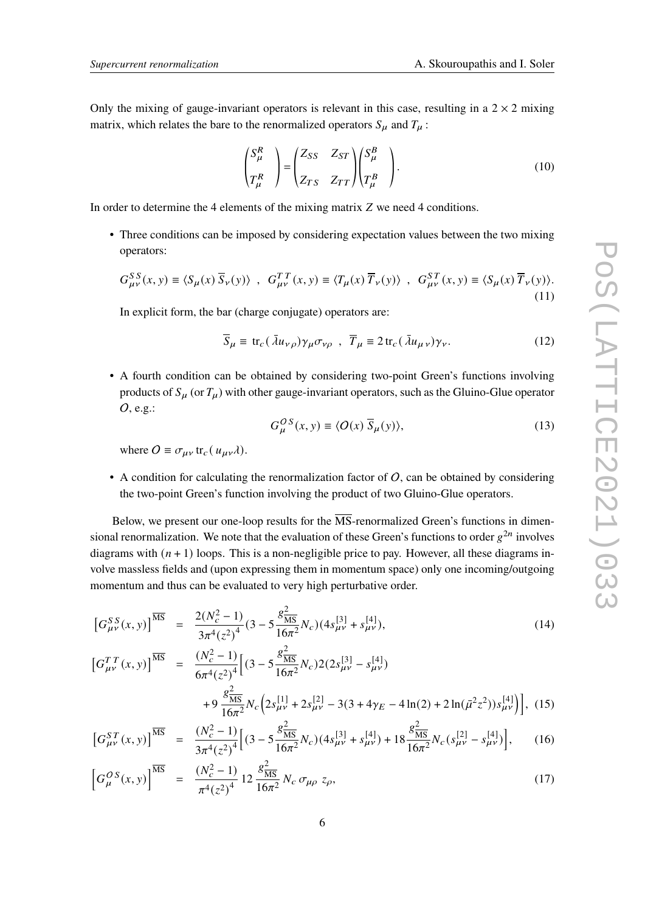Only the mixing of gauge-invariant operators is relevant in this case, resulting in a $2 \times 2$ mixing matrix, which relates the bare to the renormalized operators $S_\mu$ and $T_\mu$ :

$$
\begin{pmatrix} S^R_\mu \\ \\ T^R_\mu \end{pmatrix} = \begin{pmatrix} Z_{SS} & Z_{ST} \\ \\ Z_{TS} & Z_{TT} \end{pmatrix} \begin{pmatrix} S^B_\mu \\ \\ T^B_\mu \end{pmatrix}. \tag{10}
$$

In order to determine the 4 elements of the mixing matrix $Z$ we need 4 conditions.

- Three conditions can be imposed by considering expectation values between the two mixing operators:

$$
G^{SS}_{\mu\nu}(x,y) \equiv \langle S_\mu(x)\, \overline{S}_\nu(y)\rangle \ , \ G^{TT}_{\mu\nu}(x,y) \equiv \langle T_\mu(x)\, \overline{T}_\nu(y)\rangle \ , \ G^{ST}_{\mu\nu}(x,y) \equiv \langle S_\mu(x)\, \overline{T}_\nu(y)\rangle. \tag{11}
$$

  In explicit form, the bar (charge conjugate) operators are:

$$
\overline{S}_\mu \equiv \ \mathrm{tr}_c(\,\bar{\lambda} u_{\nu\rho})\gamma_\mu \sigma_{\nu\rho} \ , \ \overline{T}_\mu \equiv 2\,\mathrm{tr}_c(\,\bar{\lambda} u_{\mu\nu})\gamma_\nu. \tag{12}
$$

- A fourth condition can be obtained by considering two-point Green's functions involving products of $S_\mu$ (or $T_\mu$) with other gauge-invariant operators, such as the Gluino-Glue operator $O$, e.g.:

$$
G^{OS}_\mu(x,y) \equiv \langle O(x)\, \overline{S}_\mu(y)\rangle, \tag{13}
$$

  where $O \equiv \sigma_{\mu\nu}\,\mathrm{tr}_c(\,u_{\mu\nu}\lambda)$.

- A condition for calculating the renormalization factor of $O$, can be obtained by considering the two-point Green's function involving the product of two Gluino-Glue operators.

Below, we present our one-loop results for the $\overline{\mathrm{MS}}$-renormalized Green's functions in dimensional renormalization. We note that the evaluation of these Green's functions to order $g^{2n}$ involves diagrams with $(n+1)$ loops. This is a non-negligible price to pay. However, all these diagrams involve massless fields and (upon expressing them in momentum space) only one incoming/outgoing momentum and thus can be evaluated to very high perturbative order.

$$
\left[G^{SS}_{\mu\nu}(x,y)\right]^{\overline{\mathrm{MS}}} = \frac{2(N_c^2-1)}{3\pi^4 (z^2)^4}(3 - 5\frac{g^2_{\overline{\mathrm{MS}}}}{16\pi^2}N_c)(4 s^{[3]}_{\mu\nu} + s^{[4]}_{\mu\nu}), \tag{14}
$$

$$
\begin{aligned}
\left[G^{TT}_{\mu\nu}(x,y)\right]^{\overline{\mathrm{MS}}} = \frac{(N_c^2-1)}{6\pi^4 (z^2)^4}\Big[&(3 - 5\frac{g^2_{\overline{\mathrm{MS}}}}{16\pi^2}N_c)2(2 s^{[3]}_{\mu\nu} - s^{[4]}_{\mu\nu}) \\
&+ 9\,\frac{g^2_{\overline{\mathrm{MS}}}}{16\pi^2}N_c\Big(2 s^{[1]}_{\mu\nu} + 2 s^{[2]}_{\mu\nu} - 3(3 + 4\gamma_E - 4\ln(2) + 2\ln(\bar{\mu}^2 z^2)) s^{[4]}_{\mu\nu}\Big)\Big],
\end{aligned} \tag{15}
$$

$$
\left[G^{ST}_{\mu\nu}(x,y)\right]^{\overline{\mathrm{MS}}} = \frac{(N_c^2-1)}{3\pi^4 (z^2)^4}\Big[(3 - 5\frac{g^2_{\overline{\mathrm{MS}}}}{16\pi^2}N_c)(4 s^{[3]}_{\mu\nu} + s^{[4]}_{\mu\nu}) + 18\frac{g^2_{\overline{\mathrm{MS}}}}{16\pi^2}N_c(s^{[2]}_{\mu\nu} - s^{[4]}_{\mu\nu})\Big], \tag{16}
$$

$$
\left[G^{OS}_{\mu}(x,y)\right]^{\overline{\mathrm{MS}}} = \frac{(N_c^2-1)}{\pi^4 (z^2)^4}\, 12\, \frac{g^2_{\overline{\mathrm{MS}}}}{16\pi^2}\, N_c\, \sigma_{\mu\rho}\, z_\rho, \tag{17}
$$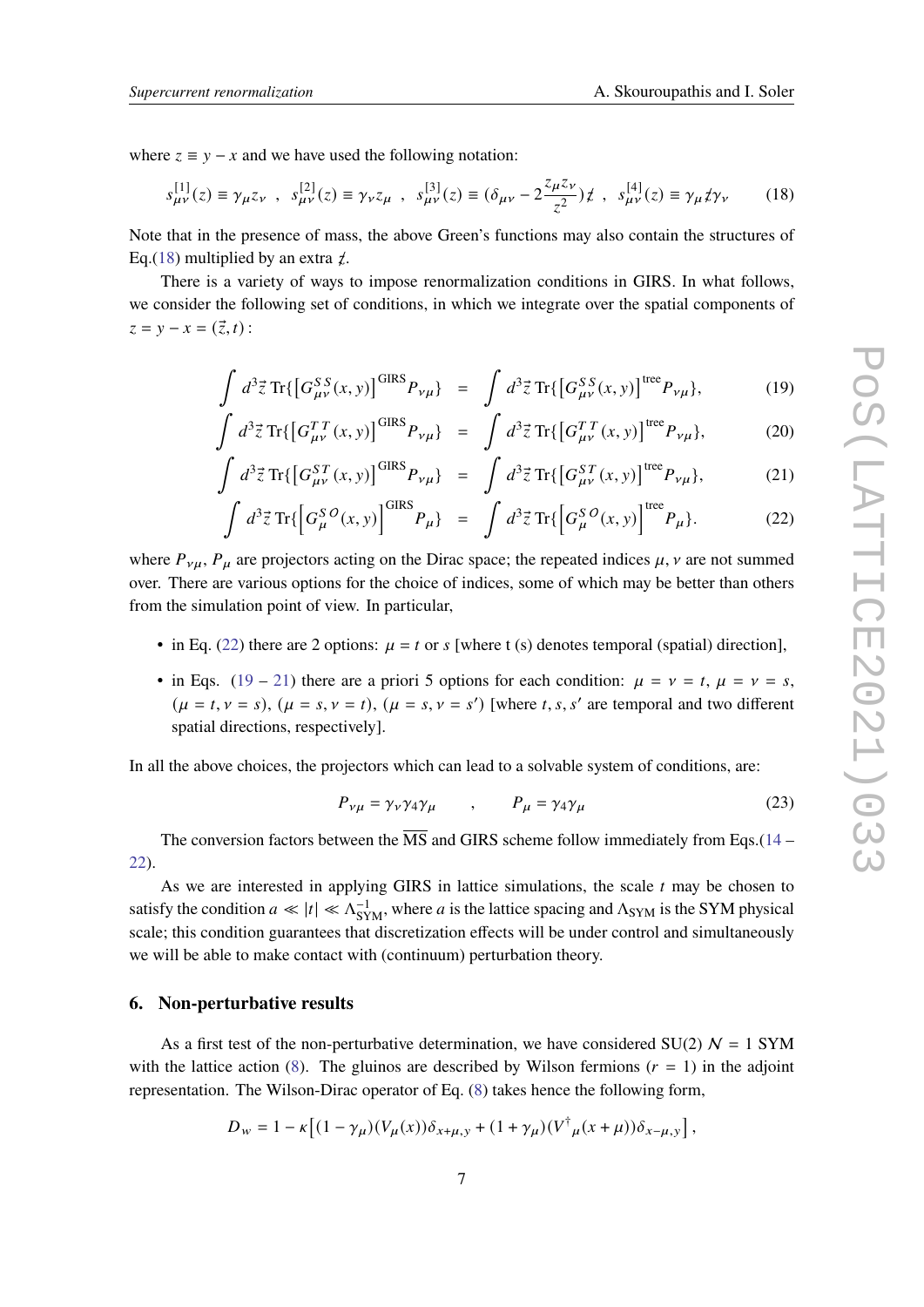where $z \equiv y - x$ and we have used the following notation:

$$s^{[1]}_{\mu\nu}(z) \equiv \gamma_\mu z_\nu \;\;,\;\; s^{[2]}_{\mu\nu}(z) \equiv \gamma_\nu z_\mu \;\;,\;\; s^{[3]}_{\mu\nu}(z) \equiv (\delta_{\mu\nu} - 2\frac{z_\mu z_\nu}{z^2})\not{z} \;\;,\;\; s^{[4]}_{\mu\nu}(z) \equiv \gamma_\mu \not{z} \gamma_\nu \tag{18}$$

Note that in the presence of mass, the above Green's functions may also contain the structures of Eq.(18) multiplied by an extra $\not{z}$.

There is a variety of ways to impose renormalization conditions in GIRS. In what follows, we consider the following set of conditions, in which we integrate over the spatial components of $z = y - x = (\vec{z}, t)$ :

$$\int d^3\vec{z}\; \mathrm{Tr}\{\big[G^{SS}_{\mu\nu}(x,y)\big]^{\mathrm{GIRS}} P_{\nu\mu}\} \;=\; \int d^3\vec{z}\; \mathrm{Tr}\{\big[G^{SS}_{\mu\nu}(x,y)\big]^{\mathrm{tree}} P_{\nu\mu}\}, \tag{19}$$

$$\int d^3\vec{z}\; \mathrm{Tr}\{\big[G^{TT}_{\mu\nu}(x,y)\big]^{\mathrm{GIRS}} P_{\nu\mu}\} \;=\; \int d^3\vec{z}\; \mathrm{Tr}\{\big[G^{TT}_{\mu\nu}(x,y)\big]^{\mathrm{tree}} P_{\nu\mu}\}, \tag{20}$$

$$\int d^3\vec{z}\; \mathrm{Tr}\{\big[G^{ST}_{\mu\nu}(x,y)\big]^{\mathrm{GIRS}} P_{\nu\mu}\} \;=\; \int d^3\vec{z}\; \mathrm{Tr}\{\big[G^{ST}_{\mu\nu}(x,y)\big]^{\mathrm{tree}} P_{\nu\mu}\}, \tag{21}$$

$$\int d^3\vec{z}\; \mathrm{Tr}\{\Big[G^{SO}_{\mu}(x,y)\Big]^{\mathrm{GIRS}} P_{\mu}\} \;=\; \int d^3\vec{z}\; \mathrm{Tr}\{\Big[G^{SO}_{\mu}(x,y)\Big]^{\mathrm{tree}} P_{\mu}\}. \tag{22}$$

where $P_{\nu\mu}$, $P_\mu$ are projectors acting on the Dirac space; the repeated indices $\mu, \nu$ are not summed over. There are various options for the choice of indices, some of which may be better than others from the simulation point of view. In particular,

- in Eq. (22) there are 2 options: $\mu = t$ or $s$ [where t (s) denotes temporal (spatial) direction],
- in Eqs. (19 – 21) there are a priori 5 options for each condition: $\mu = \nu = t$, $\mu = \nu = s$, $(\mu = t, \nu = s)$, $(\mu = s, \nu = t)$, $(\mu = s, \nu = s')$ [where $t, s, s'$ are temporal and two different spatial directions, respectively].

In all the above choices, the projectors which can lead to a solvable system of conditions, are:

$$P_{\nu\mu} = \gamma_\nu \gamma_4 \gamma_\mu \qquad , \qquad P_\mu = \gamma_4 \gamma_\mu \tag{23}$$

The conversion factors between the $\overline{\mathrm{MS}}$ and GIRS scheme follow immediately from Eqs.(14 – 22).

As we are interested in applying GIRS in lattice simulations, the scale $t$ may be chosen to satisfy the condition $a \ll |t| \ll \Lambda^{-1}_{\mathrm{SYM}}$, where $a$ is the lattice spacing and $\Lambda_{\mathrm{SYM}}$ is the SYM physical scale; this condition guarantees that discretization effects will be under control and simultaneously we will be able to make contact with (continuum) perturbation theory.

## 6. Non-perturbative results

As a first test of the non-perturbative determination, we have considered SU(2) $\mathcal{N} = 1$ SYM with the lattice action (8). The gluinos are described by Wilson fermions ($r = 1$) in the adjoint representation. The Wilson-Dirac operator of Eq. (8) takes hence the following form,

$$D_w = 1 - \kappa\big[(1 - \gamma_\mu)(V_\mu(x))\delta_{x+\mu,y} + (1 + \gamma_\mu)(V^\dagger{}_\mu(x+\mu))\delta_{x-\mu,y}\big],$$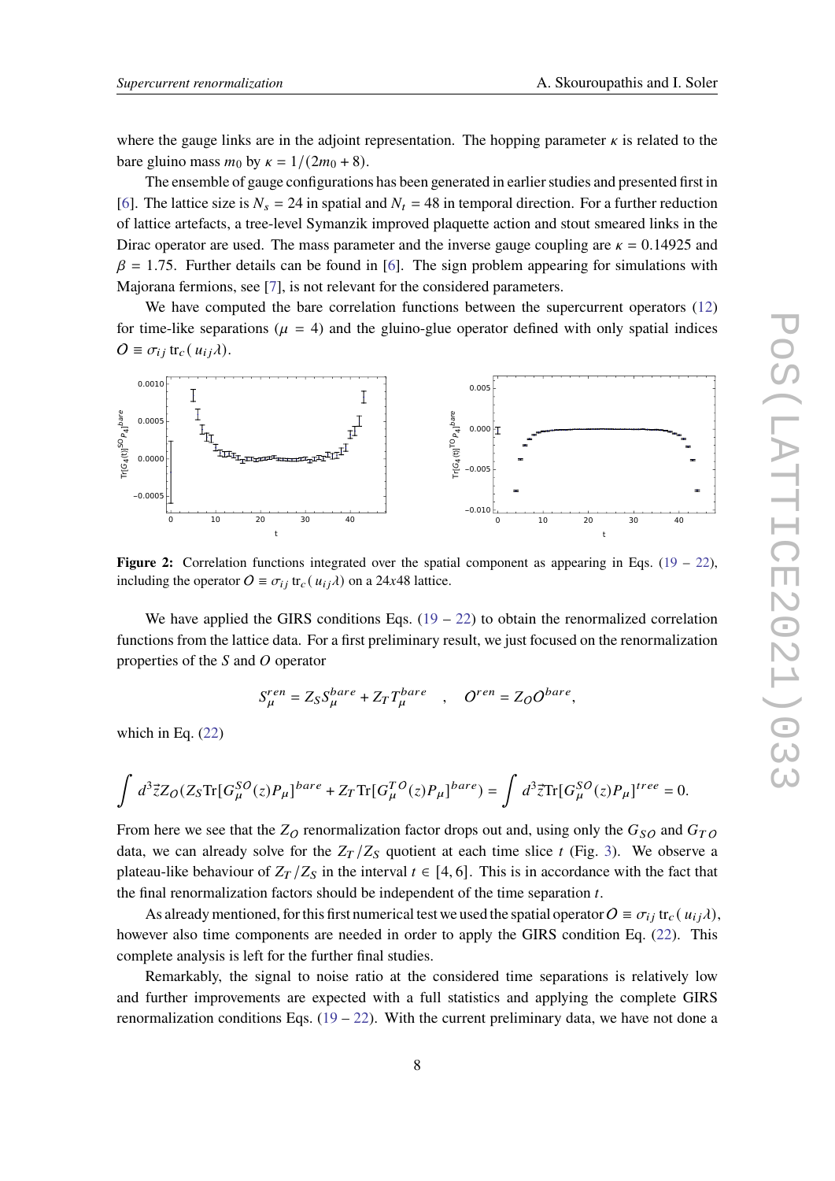where the gauge links are in the adjoint representation. The hopping parameter $\kappa$ is related to the bare gluino mass $m_0$ by $\kappa = 1/(2m_0 + 8)$.

The ensemble of gauge configurations has been generated in earlier studies and presented first in [6]. The lattice size is $N_s = 24$ in spatial and $N_t = 48$ in temporal direction. For a further reduction of lattice artefacts, a tree-level Symanzik improved plaquette action and stout smeared links in the Dirac operator are used. The mass parameter and the inverse gauge coupling are $\kappa = 0.14925$ and $\beta = 1.75$. Further details can be found in [6]. The sign problem appearing for simulations with Majorana fermions, see [7], is not relevant for the considered parameters.

We have computed the bare correlation functions between the supercurrent operators (12) for time-like separations ($\mu = 4$) and the gluino-glue operator defined with only spatial indices $O \equiv \sigma_{ij} \operatorname{tr}_c(u_{ij}\lambda)$.

**Figure 2:** Correlation functions integrated over the spatial component as appearing in Eqs. (19 – 22), including the operator $O \equiv \sigma_{ij} \operatorname{tr}_c(u_{ij}\lambda)$ on a 24x48 lattice.

We have applied the GIRS conditions Eqs. (19 – 22) to obtain the renormalized correlation functions from the lattice data. For a first preliminary result, we just focused on the renormalization properties of the $S$ and $O$ operator

$$S_\mu^{ren} = Z_S S_\mu^{bare} + Z_T T_\mu^{bare} \quad , \quad O^{ren} = Z_O O^{bare},$$

which in Eq. (22)

$$\int d^3\vec{z} Z_O (Z_S \operatorname{Tr}[G_\mu^{SO}(z)P_\mu]^{bare} + Z_T \operatorname{Tr}[G_\mu^{TO}(z)P_\mu]^{bare}) = \int d^3\vec{z} \operatorname{Tr}[G_\mu^{SO}(z)P_\mu]^{tree} = 0.$$

From here we see that the $Z_O$ renormalization factor drops out and, using only the $G_{SO}$ and $G_{TO}$ data, we can already solve for the $Z_T/Z_S$ quotient at each time slice $t$ (Fig. 3). We observe a plateau-like behaviour of $Z_T/Z_S$ in the interval $t \in [4, 6]$. This is in accordance with the fact that the final renormalization factors should be independent of the time separation $t$.

As already mentioned, for this first numerical test we used the spatial operator $O \equiv \sigma_{ij} \operatorname{tr}_c(u_{ij}\lambda)$, however also time components are needed in order to apply the GIRS condition Eq. (22). This complete analysis is left for the further final studies.

Remarkably, the signal to noise ratio at the considered time separations is relatively low and further improvements are expected with a full statistics and applying the complete GIRS renormalization conditions Eqs. (19 – 22). With the current preliminary data, we have not done a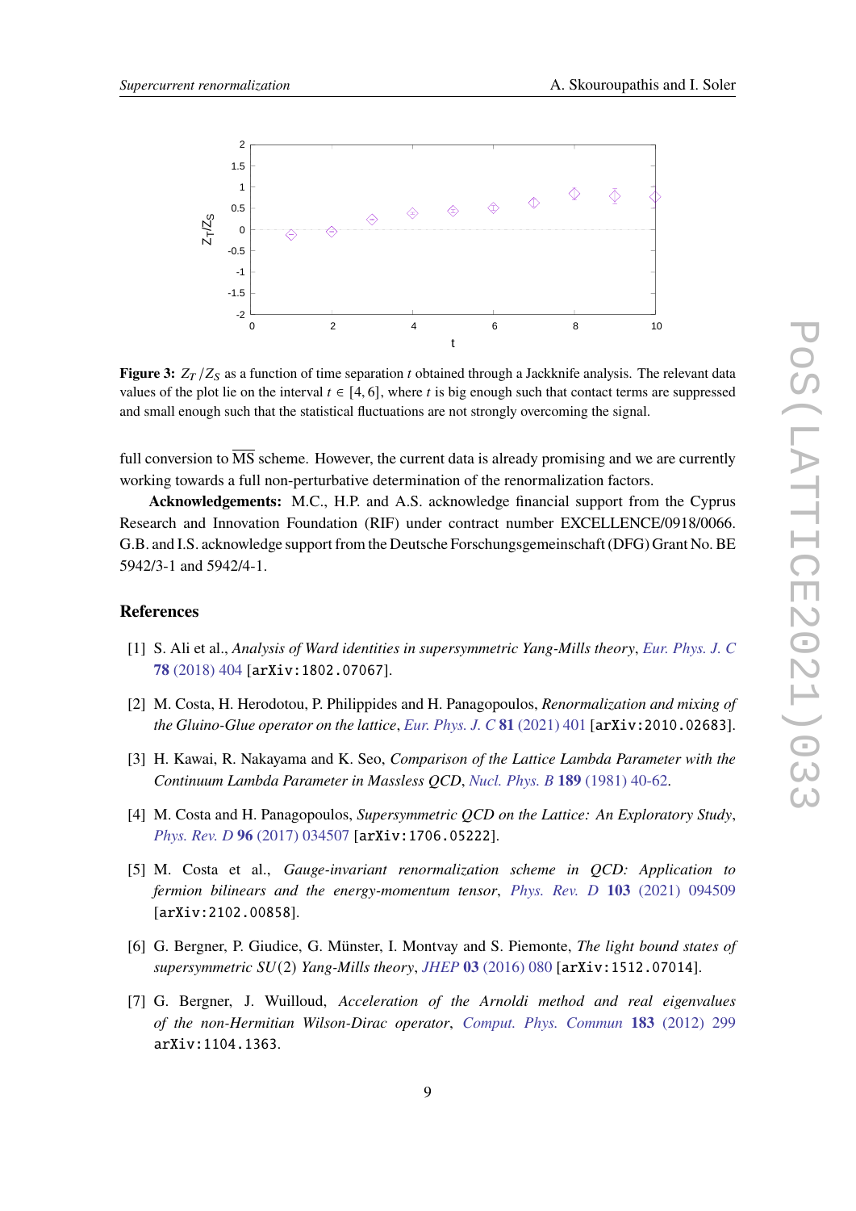2
1.5
1
0.5
0
-0.5
-1
-1.5
-2

$Z_T/Z_S$

0
2
4
6
8
10

t

**Figure 3:** $Z_T/Z_S$ as a function of time separation $t$ obtained through a Jackknife analysis. The relevant data values of the plot lie on the interval $t \in [4, 6]$, where $t$ is big enough such that contact terms are suppressed and small enough such that the statistical fluctuations are not strongly overcoming the signal.

full conversion to $\overline{\text{MS}}$ scheme. However, the current data is already promising and we are currently working towards a full non-perturbative determination of the renormalization factors.

**Acknowledgements:** M.C., H.P. and A.S. acknowledge financial support from the Cyprus Research and Innovation Foundation (RIF) under contract number EXCELLENCE/0918/0066. G.B. and I.S. acknowledge support from the Deutsche Forschungsgemeinschaft (DFG) Grant No. BE 5942/3-1 and 5942/4-1.

## References

[1] S. Ali et al., *Analysis of Ward identities in supersymmetric Yang-Mills theory*, *Eur. Phys. J. C* **78** (2018) 404 [arXiv:1802.07067].

[2] M. Costa, H. Herodotou, P. Philippides and H. Panagopoulos, *Renormalization and mixing of the Gluino-Glue operator on the lattice*, *Eur. Phys. J. C* **81** (2021) 401 [arXiv:2010.02683].

[3] H. Kawai, R. Nakayama and K. Seo, *Comparison of the Lattice Lambda Parameter with the Continuum Lambda Parameter in Massless QCD*, *Nucl. Phys. B* **189** (1981) 40-62.

[4] M. Costa and H. Panagopoulos, *Supersymmetric QCD on the Lattice: An Exploratory Study*, *Phys. Rev. D* **96** (2017) 034507 [arXiv:1706.05222].

[5] M. Costa et al., *Gauge-invariant renormalization scheme in QCD: Application to fermion bilinears and the energy-momentum tensor*, *Phys. Rev. D* **103** (2021) 094509 [arXiv:2102.00858].

[6] G. Bergner, P. Giudice, G. Münster, I. Montvay and S. Piemonte, *The light bound states of supersymmetric $SU(2)$ Yang-Mills theory*, *JHEP* **03** (2016) 080 [arXiv:1512.07014].

[7] G. Bergner, J. Wuilloud, *Acceleration of the Arnoldi method and real eigenvalues of the non-Hermitian Wilson-Dirac operator*, *Comput. Phys. Commun* **183** (2012) 299 arXiv:1104.1363.